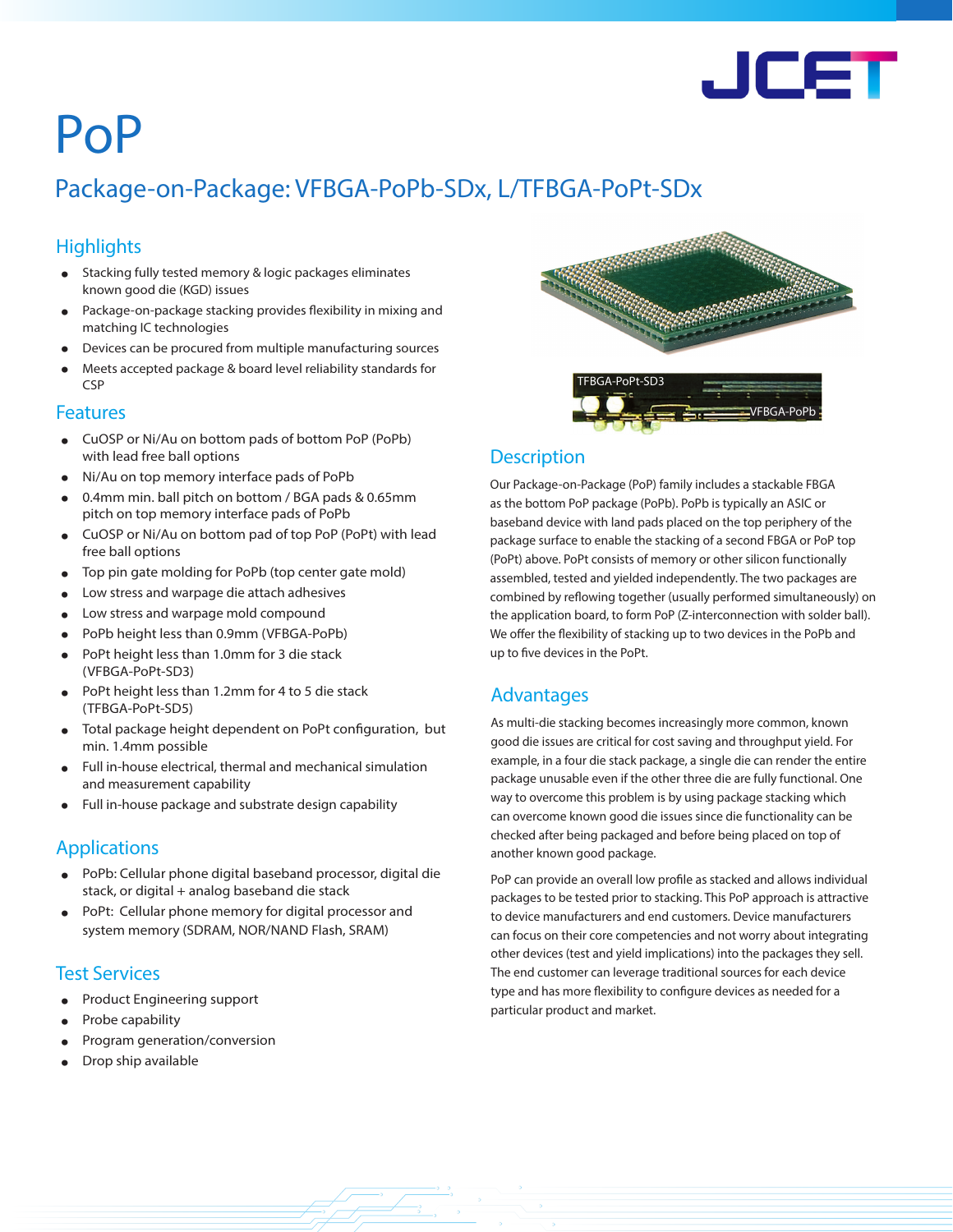# PoP

## Package-on-Package: VFBGA-PoPb-SDx, L/TFBGA-PoPt-SDx

### Highlights

- Stacking fully tested memory & logic packages eliminates known good die (KGD) issues
- Package-on-package stacking provides flexibility in mixing and matching IC technologies
- Devices can be procured from multiple manufacturing sources
- Meets accepted package & board level reliability standards for CSP

### Features

- CuOSP or Ni/Au on bottom pads of bottom PoP (PoPb) with lead free ball options
- Ni/Au on top memory interface pads of PoPb
- 0.4mm min. ball pitch on bottom / BGA pads & 0.65mm pitch on top memory interface pads of PoPb
- CuOSP or Ni/Au on bottom pad of top PoP (PoPt) with lead free ball options
- Top pin gate molding for PoPb (top center gate mold)
- Low stress and warpage die attach adhesives
- Low stress and warpage mold compound
- PoPb height less than 0.9mm (VFBGA-PoPb)
- PoPt height less than 1.0mm for 3 die stack (VFBGA-PoPt-SD3)
- PoPt height less than 1.2mm for 4 to 5 die stack (TFBGA-PoPt-SD5)
- Total package height dependent on PoPt configuration, but min. 1.4mm possible
- Full in-house electrical, thermal and mechanical simulation and measurement capability
- Full in-house package and substrate design capability

### Applications

- PoPb: Cellular phone digital baseband processor, digital die stack, or digital + analog baseband die stack
- PoPt: Cellular phone memory for digital processor and system memory (SDRAM, NOR/NAND Flash, SRAM)

### Test Services

- Product Engineering support
- Probe capability
- Program generation/conversion
- Drop ship available

TFBGA-PoPt-SD3

VFBGA-PoPb

### Description

Our Package-on-Package (PoP) family includes a stackable FBGA as the bottom PoP package (PoPb). PoPb is typically an ASIC or baseband device with land pads placed on the top periphery of the package surface to enable the stacking of a second FBGA or PoP top (PoPt) above. PoPt consists of memory or other silicon functionally assembled, tested and yielded independently. The two packages are combined by reflowing together (usually performed simultaneously) on the application board, to form PoP (Z-interconnection with solder ball). We offer the flexibility of stacking up to two devices in the PoPb and up to five devices in the PoPt.

### Advantages

As multi-die stacking becomes increasingly more common, known good die issues are critical for cost saving and throughput yield. For example, in a four die stack package, a single die can render the entire package unusable even if the other three die are fully functional. One way to overcome this problem is by using package stacking which can overcome known good die issues since die functionality can be checked after being packaged and before being placed on top of another known good package.

PoP can provide an overall low profile as stacked and allows individual packages to be tested prior to stacking. This PoP approach is attractive to device manufacturers and end customers. Device manufacturers can focus on their core competencies and not worry about integrating other devices (test and yield implications) into the packages they sell. The end customer can leverage traditional sources for each device type and has more flexibility to configure devices as needed for a particular product and market.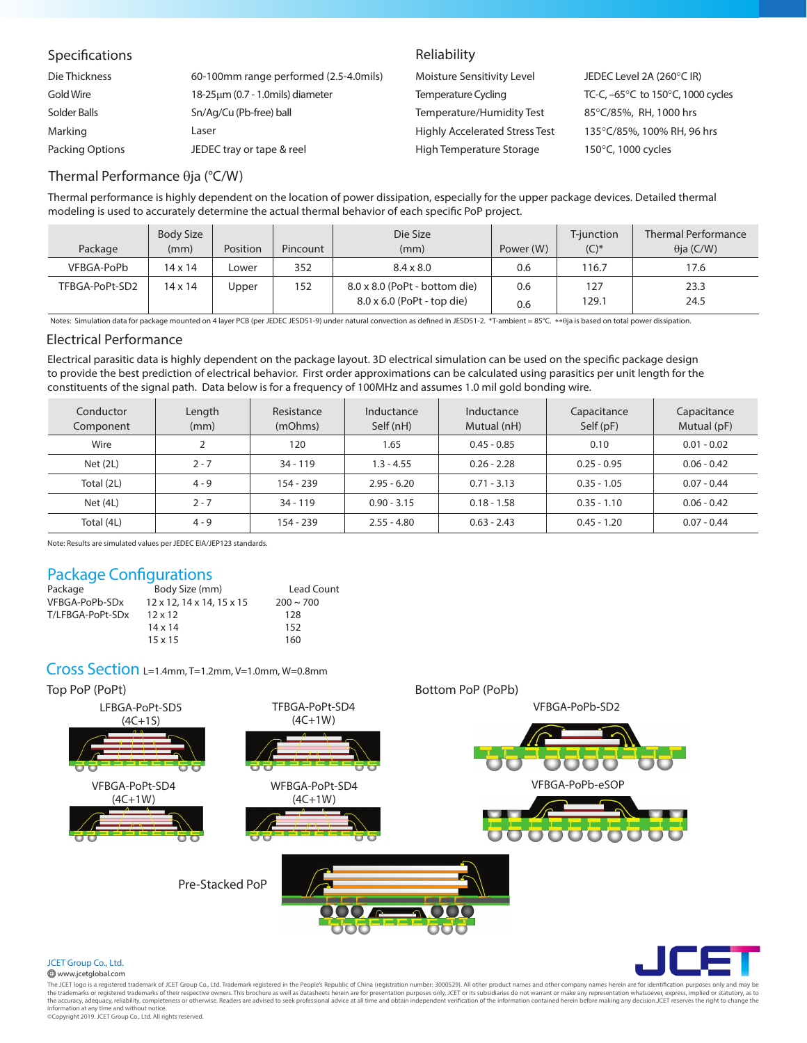## Specifications

| | |
|---|---|
| Die Thickness | 60-100mm range performed (2.5-4.0mils) |
| Gold Wire | 18-25µm (0.7 - 1.0mils) diameter |
| Solder Balls | Sn/Ag/Cu (Pb-free) ball |
| Marking | Laser |
| Packing Options | JEDEC tray or tape & reel |

## Reliability

| | |
|---|---|
| Moisture Sensitivity Level | JEDEC Level 2A (260°C IR) |
| Temperature Cycling | TC-C, –65°C to 150°C, 1000 cycles |
| Temperature/Humidity Test | 85°C/85%, RH, 1000 hrs |
| Highly Accelerated Stress Test | 135°C/85%, 100% RH, 96 hrs |
| High Temperature Storage | 150°C, 1000 cycles |

## Thermal Performance θja (°C/W)

Thermal performance is highly dependent on the location of power dissipation, especially for the upper package devices. Detailed thermal modeling is used to accurately determine the actual thermal behavior of each specific PoP project.

| Package | Body Size (mm) | Position | Pincount | Die Size (mm) | Power (W) | T-junction (C)* | Thermal Performance θja (C/W) |
|---|---|---|---|---|---|---|---|
| VFBGA-PoPb | 14 x 14 | Lower | 352 | 8.4 x 8.0 | 0.6 | 116.7 | 17.6 |
| TFBGA-PoPt-SD2 | 14 x 14 | Upper | 152 | 8.0 x 8.0 (PoPt - bottom die)<br>8.0 x 6.0 (PoPt - top die) | 0.6<br>0.6 | 127<br>129.1 | 23.3<br>24.5 |

Notes: Simulation data for package mounted on 4 layer PCB (per JEDEC JESD51-9) under natural convection as defined in JESD51-2. *T-ambient = 85°C. **θja is based on total power dissipation.

## Electrical Performance

Electrical parasitic data is highly dependent on the package layout. 3D electrical simulation can be used on the specific package design to provide the best prediction of electrical behavior. First order approximations can be calculated using parasitics per unit length for the constituents of the signal path. Data below is for a frequency of 100MHz and assumes 1.0 mil gold bonding wire.

| Conductor Component | Length (mm) | Resistance (mOhms) | Inductance Self (nH) | Inductance Mutual (nH) | Capacitance Self (pF) | Capacitance Mutual (pF) |
|---|---|---|---|---|---|---|
| Wire | 2 | 120 | 1.65 | 0.45 - 0.85 | 0.10 | 0.01 - 0.02 |
| Net (2L) | 2 - 7 | 34 - 119 | 1.3 - 4.55 | 0.26 - 2.28 | 0.25 - 0.95 | 0.06 - 0.42 |
| Total (2L) | 4 - 9 | 154 - 239 | 2.95 - 6.20 | 0.71 - 3.13 | 0.35 - 1.05 | 0.07 - 0.44 |
| Net (4L) | 2 - 7 | 34 - 119 | 0.90 - 3.15 | 0.18 - 1.58 | 0.35 - 1.10 | 0.06 - 0.42 |
| Total (4L) | 4 - 9 | 154 - 239 | 2.55 - 4.80 | 0.63 - 2.43 | 0.45 - 1.20 | 0.07 - 0.44 |

Note: Results are simulated values per JEDEC EIA/JEP123 standards.

## Package Configurations

| Package | Body Size (mm) | Lead Count |
|---|---|---|
| VFBGA-PoPb-SDx | 12 x 12, 14 x 14, 15 x 15 | 200 ~ 700 |
| T/LFBGA-PoPt-SDx | 12 x 12 | 128 |
| | 14 x 14 | 152 |
| | 15 x 15 | 160 |

## Cross Section

L=1.4mm, T=1.2mm, V=1.0mm, W=0.8mm

Top PoP (PoPt)

LFBGA-PoPt-SD5 (4C+1S)

TFBGA-PoPt-SD4 (4C+1W)

VFBGA-PoPt-SD4 (4C+1W)

WFBGA-PoPt-SD4 (4C+1W)

Bottom PoP (PoPb)

VFBGA-PoPb-SD2

VFBGA-PoPb-eSOP

Pre-Stacked PoP

JCET Group Co., Ltd.
www.jcetglobal.com

The JCET logo is a registered trademark of JCET Group Co., Ltd. Trademark registered in the People's Republic of China (registration number: 3000529). All other product names and other company names herein are for identification purposes only and may be the trademarks or registered trademarks of their respective owners. This brochure as well as datasheets herein are for presentation purposes only, JCET or its subsidiaries do not warrant or make any representation whatsoever, express, implied or statutory, as to the accuracy, adequacy, reliability, completeness or otherwise. Readers are advised to seek professional advice at all time and obtain independent verification of the information contained herein before making any decision.JCET reserves the right to change the information at any time and without notice.
©Copyright 2019. JCET Group Co., Ltd. All rights reserved.